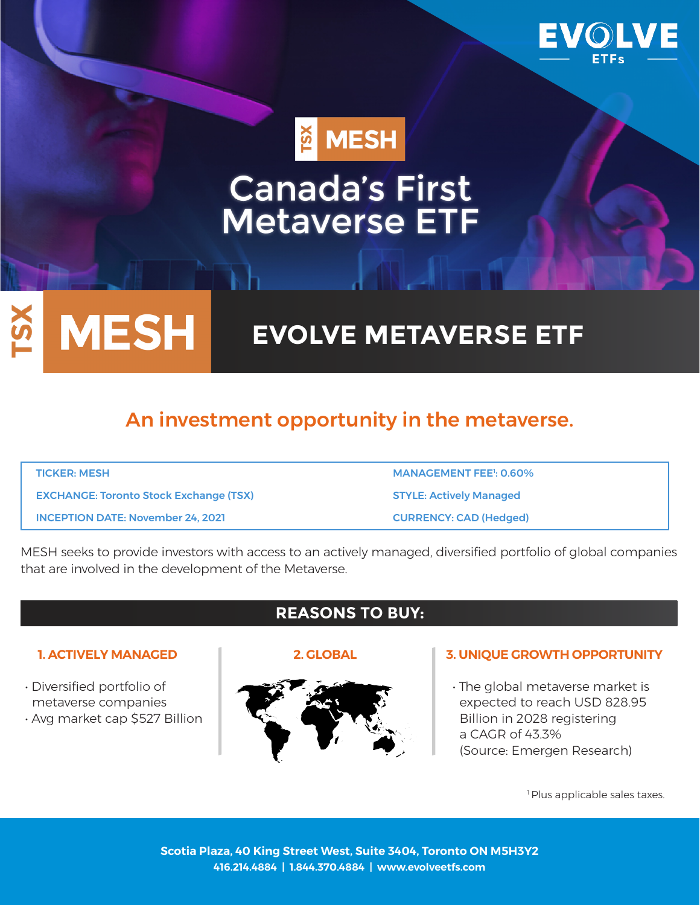EVOLVE ETFs

TSX MESH

# Canada's First Metaverse ETF

TSX **MESH** **EVOLVE METAVERSE ETF**

## An investment opportunity in the metaverse.

| | |
|---|---|
| TICKER: MESH | MANAGEMENT FEE[1]: 0.60% |
| EXCHANGE: Toronto Stock Exchange (TSX) | STYLE: Actively Managed |
| INCEPTION DATE: November 24, 2021 | CURRENCY: CAD (Hedged) |

MESH seeks to provide investors with access to an actively managed, diversified portfolio of global companies that are involved in the development of the Metaverse.

## REASONS TO BUY:

### 1. ACTIVELY MANAGED

- Diversified portfolio of metaverse companies
- Avg market cap $527 Billion

### 2. GLOBAL

### 3. UNIQUE GROWTH OPPORTUNITY

- The global metaverse market is expected to reach USD 828.95 Billion in 2028 registering a CAGR of 43.3% (Source: Emergen Research)

[1] Plus applicable sales taxes.

**Scotia Plaza, 40 King Street West, Suite 3404, Toronto ON M5H3Y2**
**416.214.4884 | 1.844.370.4884 | www.evolveetfs.com**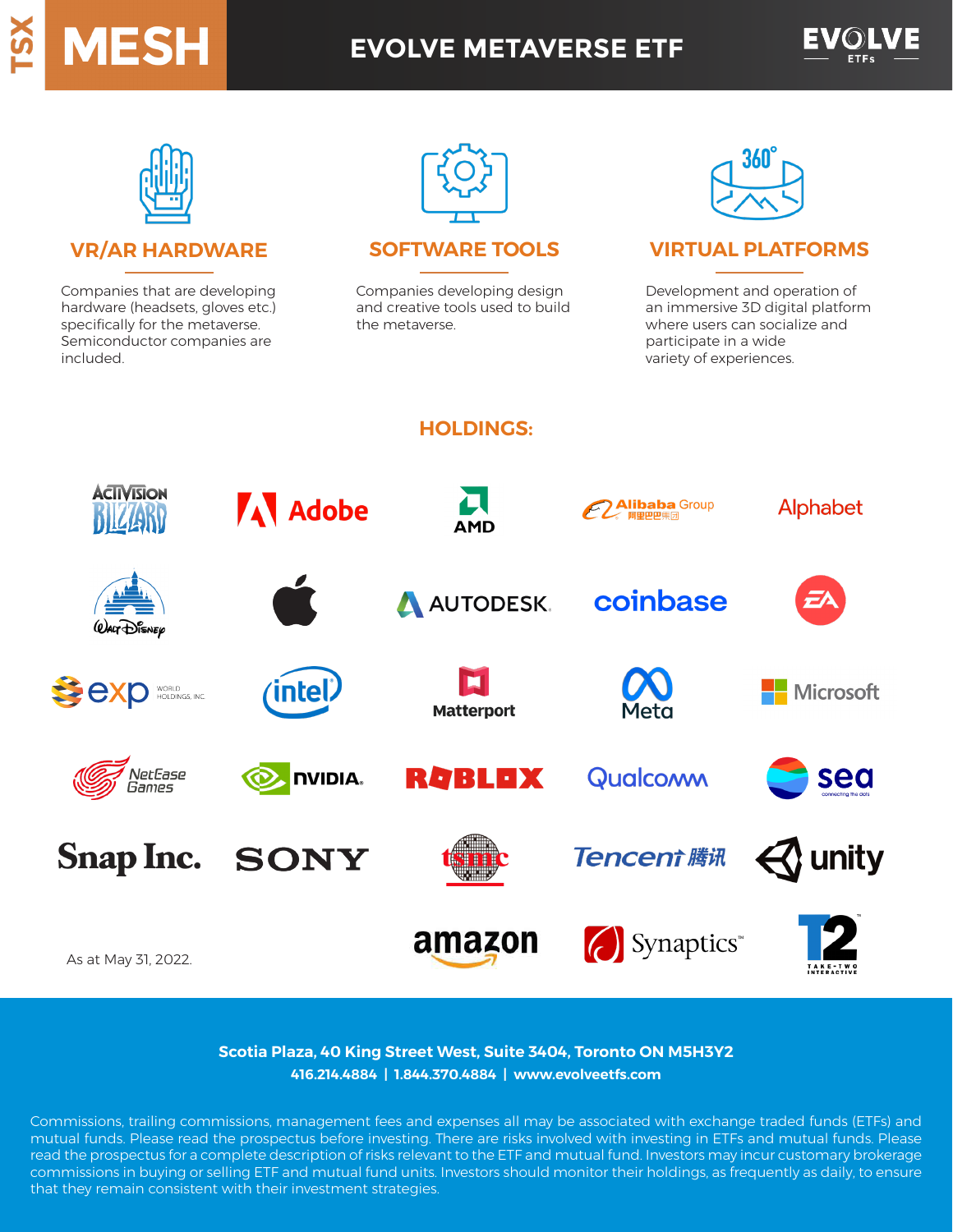# TSX MESH

## EVOLVE METAVERSE ETF

EVOLVE ETFs

### VR/AR HARDWARE

Companies that are developing hardware (headsets, gloves etc.) specifically for the metaverse. Semiconductor companies are included.

### SOFTWARE TOOLS

Companies developing design and creative tools used to build the metaverse.

### VIRTUAL PLATFORMS

Development and operation of an immersive 3D digital platform where users can socialize and participate in a wide variety of experiences.

### HOLDINGS:

Activision Blizzard
Adobe
AMD
Alibaba Group 阿里巴巴集团
Alphabet
Walt Disney
Apple
Autodesk
coinbase
EA
exp World Holdings, Inc.
intel
Matterport
Meta
Microsoft
NetEase Games
NVIDIA
Roblox
Qualcomm
sea
Snap Inc.
Sony
tsmc
Tencent 腾讯
unity
amazon
Synaptics
Take-Two Interactive

As at May 31, 2022.

**Scotia Plaza, 40 King Street West, Suite 3404, Toronto ON M5H3Y2**
**416.214.4884 | 1.844.370.4884 | www.evolveetfs.com**

Commissions, trailing commissions, management fees and expenses all may be associated with exchange traded funds (ETFs) and mutual funds. Please read the prospectus before investing. There are risks involved with investing in ETFs and mutual funds. Please read the prospectus for a complete description of risks relevant to the ETF and mutual fund. Investors may incur customary brokerage commissions in buying or selling ETF and mutual fund units. Investors should monitor their holdings, as frequently as daily, to ensure that they remain consistent with their investment strategies.